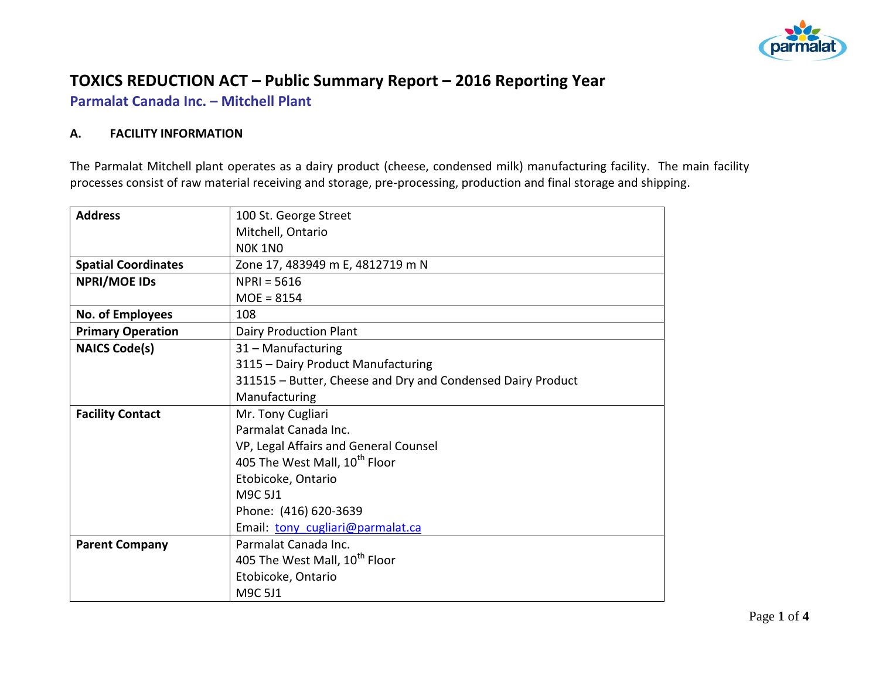# TOXICS REDUCTION ACT – Public Summary Report – 2016 Reporting Year

## Parmalat Canada Inc. – Mitchell Plant

### A. FACILITY INFORMATION

The Parmalat Mitchell plant operates as a dairy product (cheese, condensed milk) manufacturing facility. The main facility processes consist of raw material receiving and storage, pre-processing, production and final storage and shipping.

| | |
|---|---|
| **Address** | 100 St. George Street<br>Mitchell, Ontario<br>N0K 1N0 |
| **Spatial Coordinates** | Zone 17, 483949 m E, 4812719 m N |
| **NPRI/MOE IDs** | NPRI = 5616<br>MOE = 8154 |
| **No. of Employees** | 108 |
| **Primary Operation** | Dairy Production Plant |
| **NAICS Code(s)** | 31 – Manufacturing<br>3115 – Dairy Product Manufacturing<br>311515 – Butter, Cheese and Dry and Condensed Dairy Product Manufacturing |
| **Facility Contact** | Mr. Tony Cugliari<br>Parmalat Canada Inc.<br>VP, Legal Affairs and General Counsel<br>405 The West Mall, 10th Floor<br>Etobicoke, Ontario<br>M9C 5J1<br>Phone: (416) 620-3639<br>Email: tony_cugliari@parmalat.ca |
| **Parent Company** | Parmalat Canada Inc.<br>405 The West Mall, 10th Floor<br>Etobicoke, Ontario<br>M9C 5J1 |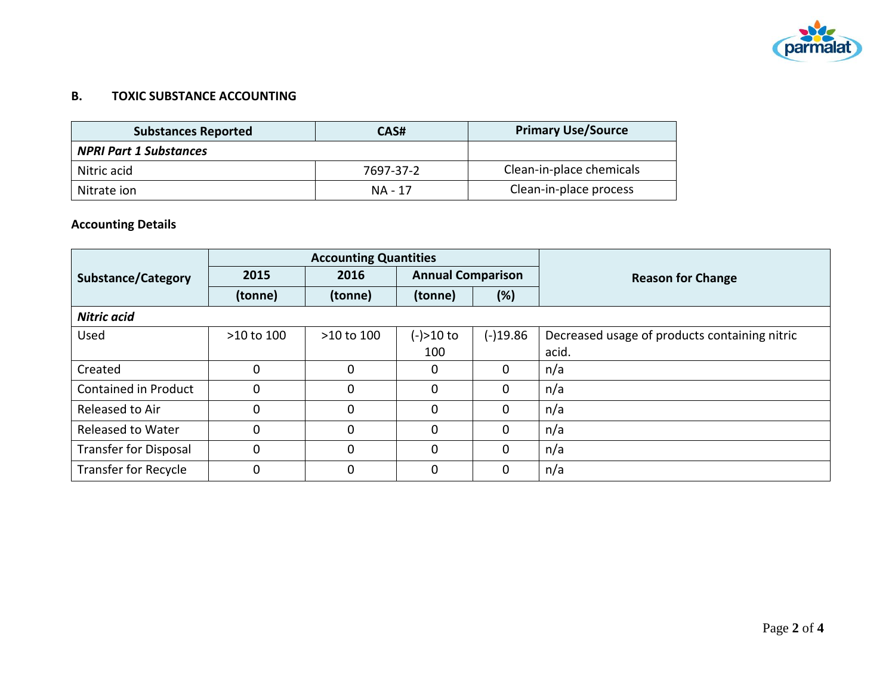## B. TOXIC SUBSTANCE ACCOUNTING

| Substances Reported | CAS# | Primary Use/Source |
|---|---|---|
| ***NPRI Part 1 Substances*** | | |
| Nitric acid | 7697-37-2 | Clean-in-place chemicals |
| Nitrate ion | NA - 17 | Clean-in-place process |

**Accounting Details**

| Substance/Category | Accounting Quantities | | | | Reason for Change |
|---|---|---|---|---|---|
| | 2015 | 2016 | Annual Comparison | | |
| | (tonne) | (tonne) | (tonne) | (%) | |
| ***Nitric acid*** | | | | | |
| Used | >10 to 100 | >10 to 100 | (-)>10 to 100 | (-)19.86 | Decreased usage of products containing nitric acid. |
| Created | 0 | 0 | 0 | 0 | n/a |
| Contained in Product | 0 | 0 | 0 | 0 | n/a |
| Released to Air | 0 | 0 | 0 | 0 | n/a |
| Released to Water | 0 | 0 | 0 | 0 | n/a |
| Transfer for Disposal | 0 | 0 | 0 | 0 | n/a |
| Transfer for Recycle | 0 | 0 | 0 | 0 | n/a |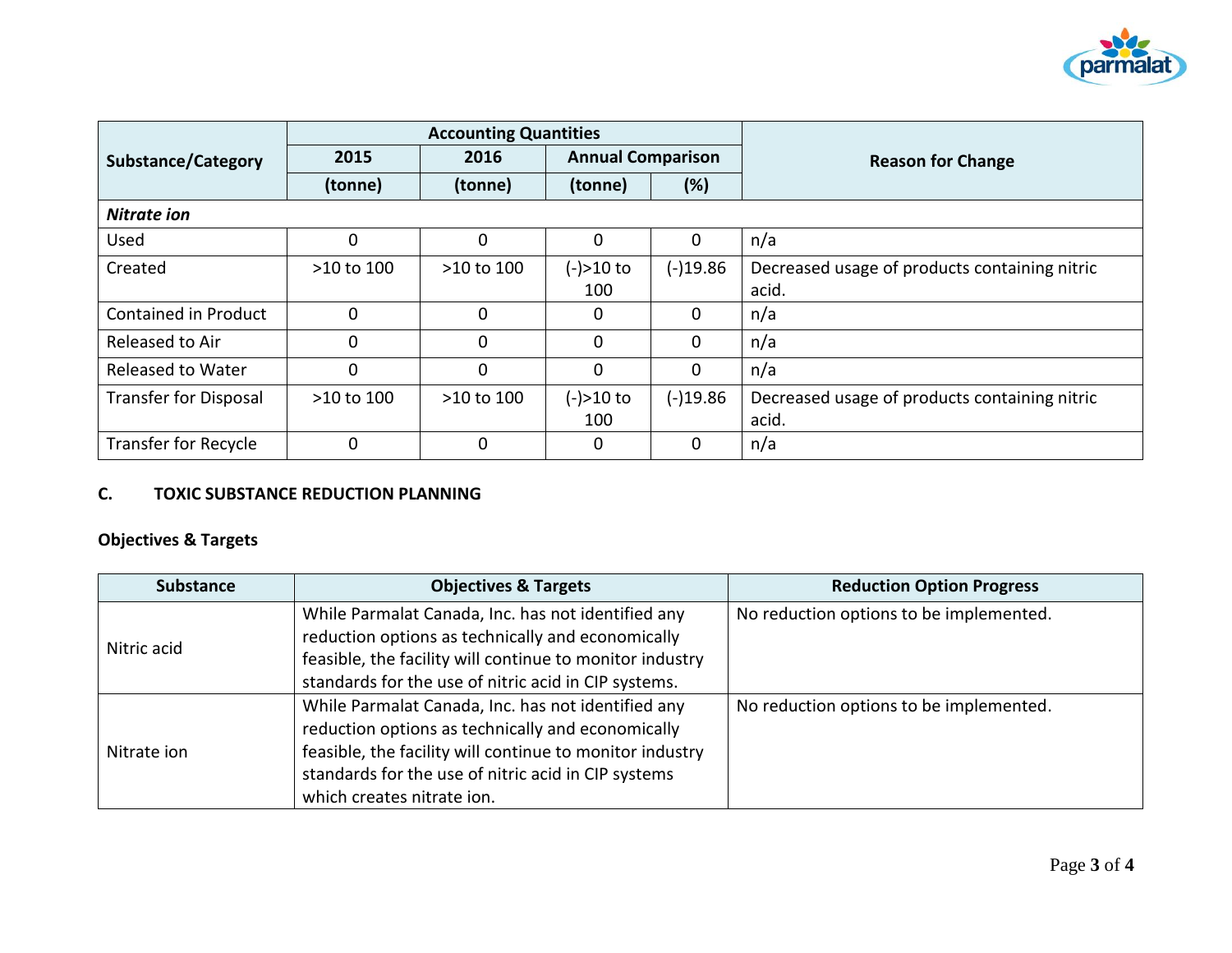| Substance/Category | Accounting Quantities | | | | Reason for Change |
|---|---|---|---|---|---|
| | 2015 | 2016 | Annual Comparison | | |
| | (tonne) | (tonne) | (tonne) | (%) | |
| ***Nitrate ion*** | | | | | |
| Used | 0 | 0 | 0 | 0 | n/a |
| Created | >10 to 100 | >10 to 100 | (-)>10 to 100 | (-)19.86 | Decreased usage of products containing nitric acid. |
| Contained in Product | 0 | 0 | 0 | 0 | n/a |
| Released to Air | 0 | 0 | 0 | 0 | n/a |
| Released to Water | 0 | 0 | 0 | 0 | n/a |
| Transfer for Disposal | >10 to 100 | >10 to 100 | (-)>10 to 100 | (-)19.86 | Decreased usage of products containing nitric acid. |
| Transfer for Recycle | 0 | 0 | 0 | 0 | n/a |

## C. TOXIC SUBSTANCE REDUCTION PLANNING

### Objectives & Targets

| Substance | Objectives & Targets | Reduction Option Progress |
|---|---|---|
| Nitric acid | While Parmalat Canada, Inc. has not identified any reduction options as technically and economically feasible, the facility will continue to monitor industry standards for the use of nitric acid in CIP systems. | No reduction options to be implemented. |
| Nitrate ion | While Parmalat Canada, Inc. has not identified any reduction options as technically and economically feasible, the facility will continue to monitor industry standards for the use of nitric acid in CIP systems which creates nitrate ion. | No reduction options to be implemented. |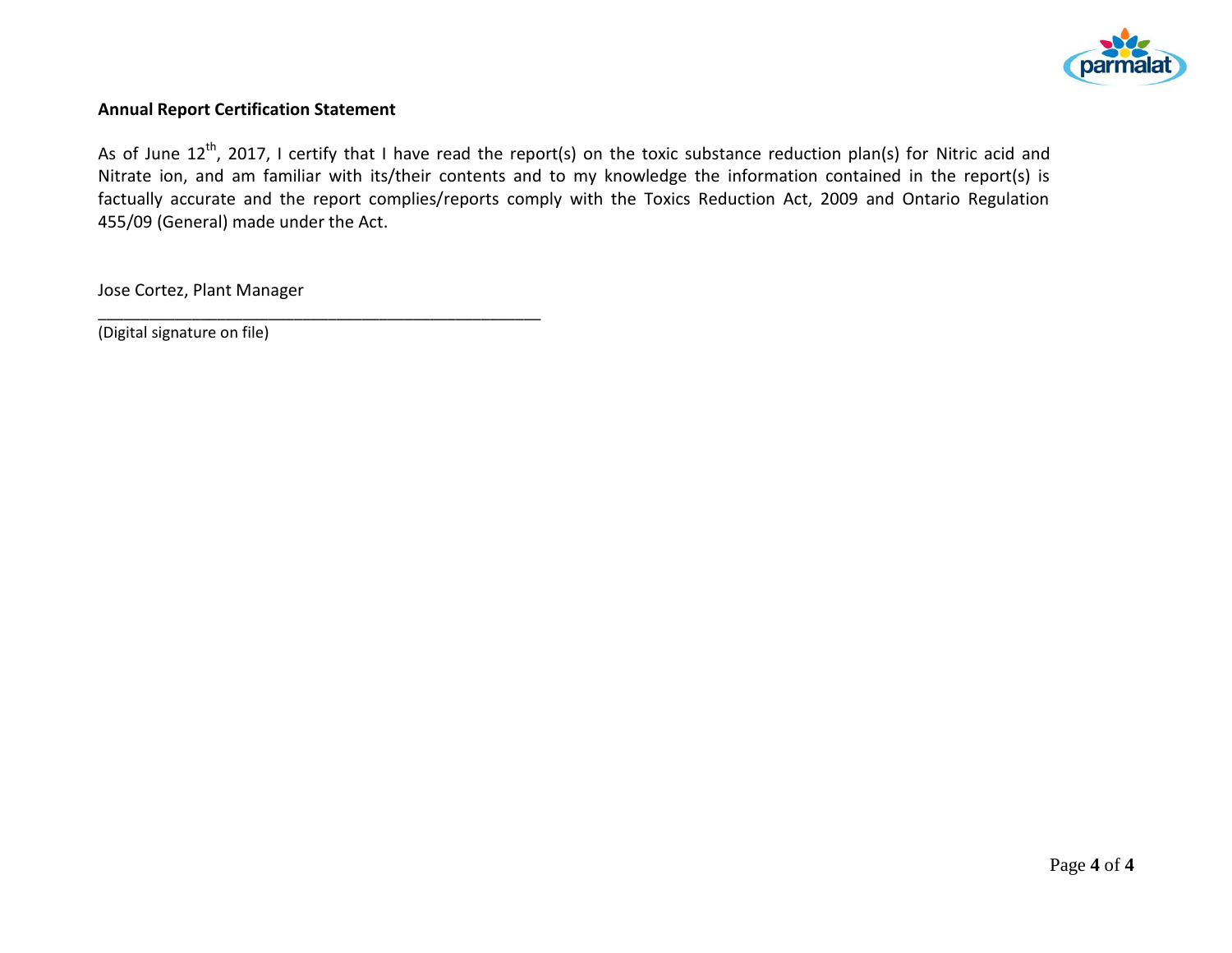**Annual Report Certification Statement**

As of June 12th, 2017, I certify that I have read the report(s) on the toxic substance reduction plan(s) for Nitric acid and Nitrate ion, and am familiar with its/their contents and to my knowledge the information contained in the report(s) is factually accurate and the report complies/reports comply with the Toxics Reduction Act, 2009 and Ontario Regulation 455/09 (General) made under the Act.

Jose Cortez, Plant Manager

_______________________________________________

(Digital signature on file)